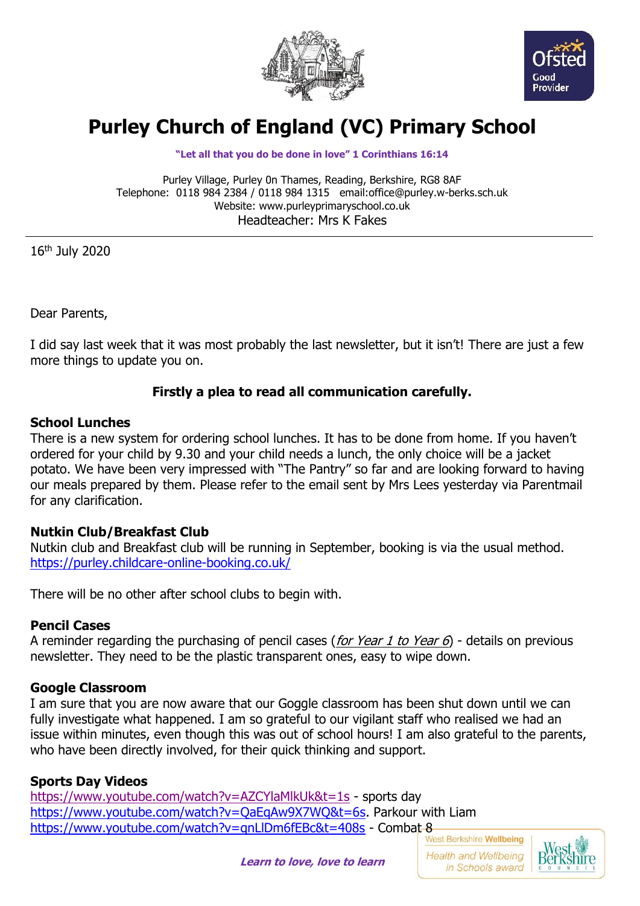# Purley Church of England (VC) Primary School

**"Let all that you do be done in love" 1 Corinthians 16:14**

Purley Village, Purley 0n Thames, Reading, Berkshire, RG8 8AF
Telephone: 0118 984 2384 / 0118 984 1315 email:office@purley.w-berks.sch.uk
Website: www.purleyprimaryschool.co.uk
Headteacher: Mrs K Fakes

16th July 2020

Dear Parents,

I did say last week that it was most probably the last newsletter, but it isn't! There are just a few more things to update you on.

**Firstly a plea to read all communication carefully.**

**School Lunches**

There is a new system for ordering school lunches. It has to be done from home. If you haven't ordered for your child by 9.30 and your child needs a lunch, the only choice will be a jacket potato. We have been very impressed with "The Pantry" so far and are looking forward to having our meals prepared by them. Please refer to the email sent by Mrs Lees yesterday via Parentmail for any clarification.

**Nutkin Club/Breakfast Club**

Nutkin club and Breakfast club will be running in September, booking is via the usual method. https://purley.childcare-online-booking.co.uk/

There will be no other after school clubs to begin with.

**Pencil Cases**

A reminder regarding the purchasing of pencil cases (*for Year 1 to Year 6*) - details on previous newsletter. They need to be the plastic transparent ones, easy to wipe down.

**Google Classroom**

I am sure that you are now aware that our Goggle classroom has been shut down until we can fully investigate what happened. I am so grateful to our vigilant staff who realised we had an issue within minutes, even though this was out of school hours! I am also grateful to the parents, who have been directly involved, for their quick thinking and support.

**Sports Day Videos**

https://www.youtube.com/watch?v=AZCYlaMlkUk&t=1s - sports day
https://www.youtube.com/watch?v=QaEqAw9X7WQ&t=6s. Parkour with Liam
https://www.youtube.com/watch?v=qnLlDm6fEBc&t=408s - Combat 8

*Learn to love, love to learn*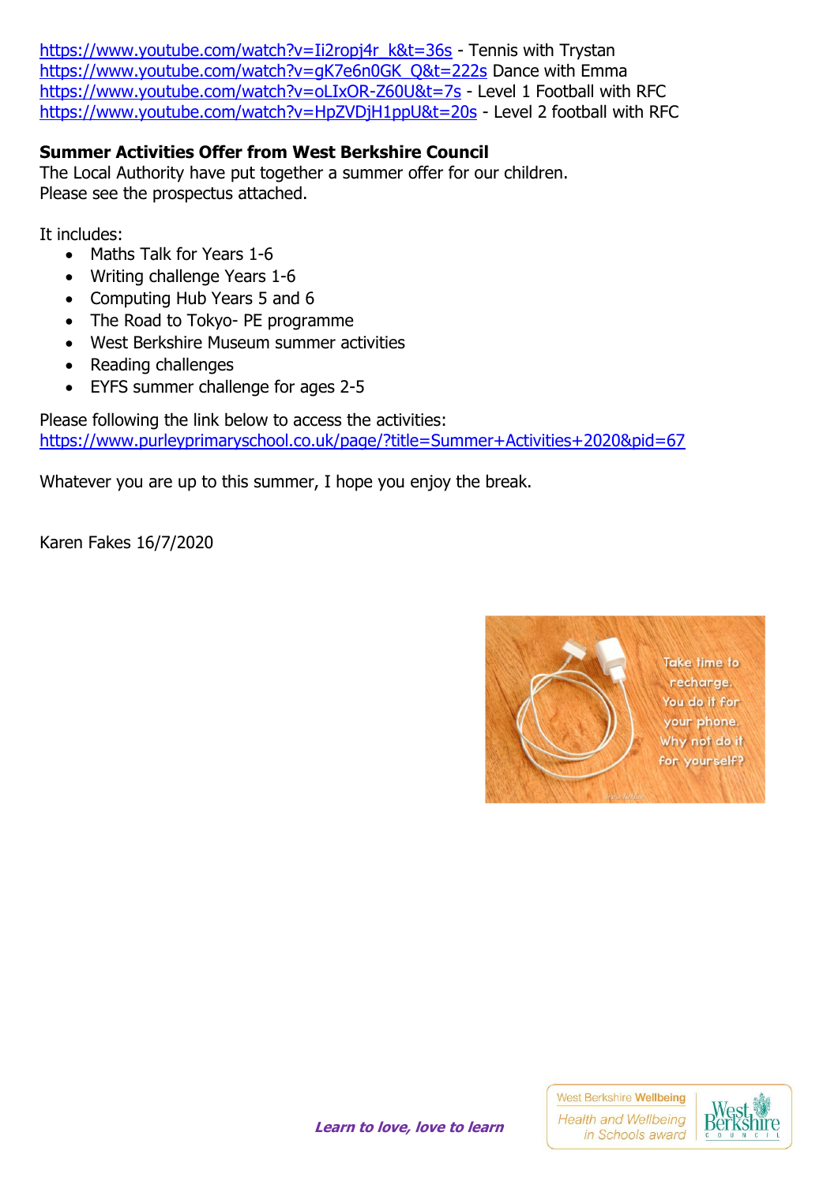https://www.youtube.com/watch?v=Ii2ropj4r_k&t=36s - Tennis with Trystan
https://www.youtube.com/watch?v=gK7e6n0GK_Q&t=222s Dance with Emma
https://www.youtube.com/watch?v=oLIxOR-Z60U&t=7s - Level 1 Football with RFC
https://www.youtube.com/watch?v=HpZVDjH1ppU&t=20s - Level 2 football with RFC

**Summer Activities Offer from West Berkshire Council**
The Local Authority have put together a summer offer for our children.
Please see the prospectus attached.

It includes:

- Maths Talk for Years 1-6
- Writing challenge Years 1-6
- Computing Hub Years 5 and 6
- The Road to Tokyo- PE programme
- West Berkshire Museum summer activities
- Reading challenges
- EYFS summer challenge for ages 2-5

Please following the link below to access the activities:
https://www.purleyprimaryschool.co.uk/page/?title=Summer+Activities+2020&pid=67

Whatever you are up to this summer, I hope you enjoy the break.

Karen Fakes 16/7/2020

Take time to recharge. You do it for your phone. Why not do it for yourself?

*Learn to love, love to learn*

West Berkshire Wellbeing
Health and Wellbeing in Schools award
West Berkshire Council